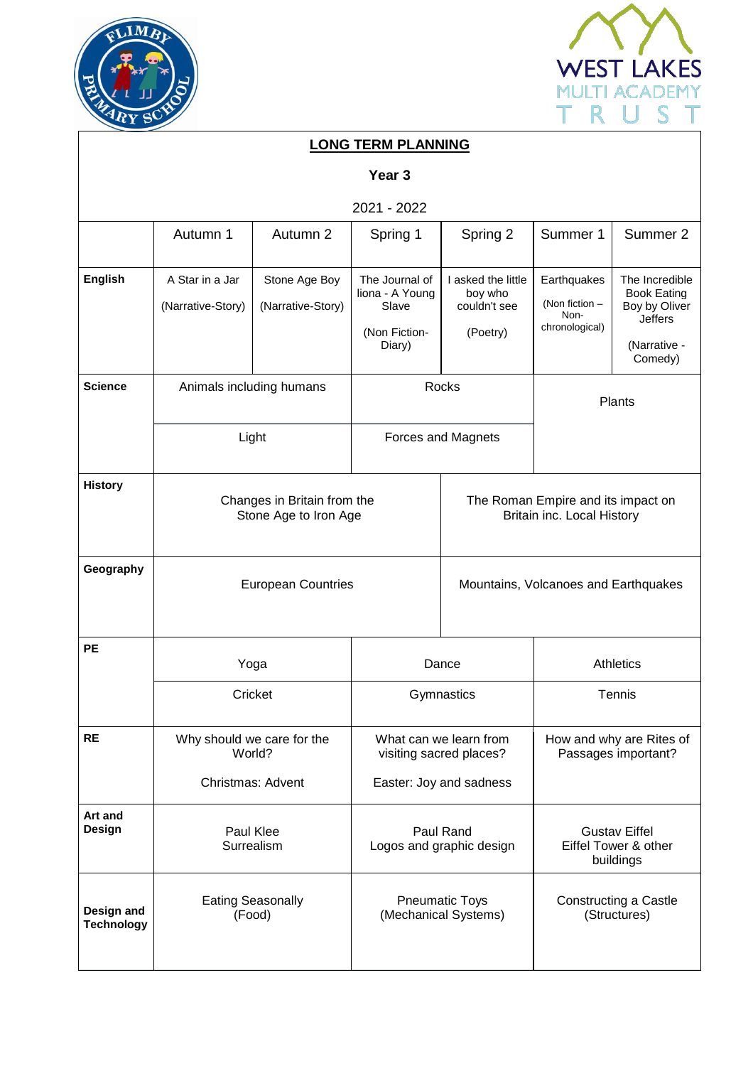# LONG TERM PLANNING

## Year 3

2021 - 2022

| | Autumn 1 | Autumn 2 | Spring 1 | Spring 2 | Summer 1 | Summer 2 |
|---|---|---|---|---|---|---|
| **English** | A Star in a Jar (Narrative-Story) | Stone Age Boy (Narrative-Story) | The Journal of Iiona - A Young Slave (Non Fiction-Diary) | I asked the little boy who couldn't see (Poetry) | Earthquakes (Non fiction – Non-chronological) | The Incredible Book Eating Boy by Oliver Jeffers (Narrative - Comedy) |
| **Science** | Animals including humans | | Rocks | | Plants | |
| | Light | | Forces and Magnets | | | |
| **History** | Changes in Britain from the Stone Age to Iron Age | | | The Roman Empire and its impact on Britain inc. Local History | | |
| **Geography** | European Countries | | | Mountains, Volcanoes and Earthquakes | | |
| **PE** | Yoga | | Dance | | Athletics | |
| | Cricket | | Gymnastics | | Tennis | |
| **RE** | Why should we care for the World? Christmas: Advent | | What can we learn from visiting sacred places? Easter: Joy and sadness | | How and why are Rites of Passages important? | |
| **Art and Design** | Paul Klee Surrealism | | Paul Rand Logos and graphic design | | Gustav Eiffel Eiffel Tower & other buildings | |
| **Design and Technology** | Eating Seasonally (Food) | | Pneumatic Toys (Mechanical Systems) | | Constructing a Castle (Structures) | |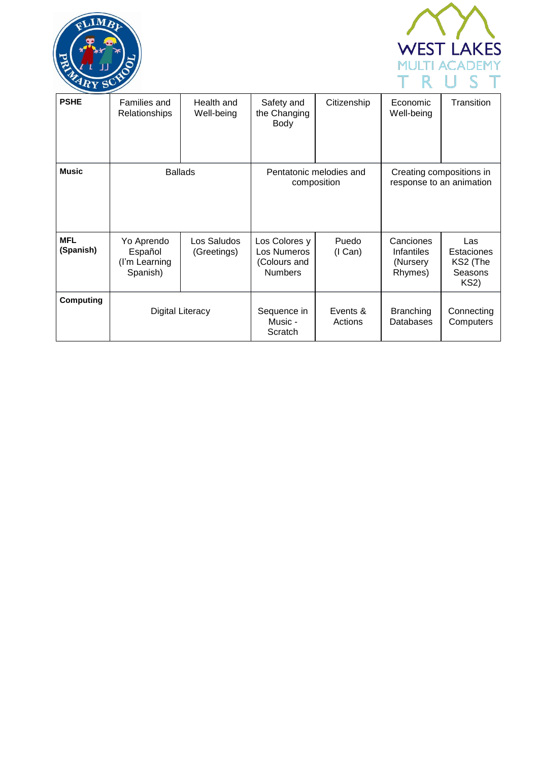| | | | | | | |
|---|---|---|---|---|---|---|
| **PSHE** | Families and Relationships | Health and Well-being | Safety and the Changing Body | Citizenship | Economic Well-being | Transition |
| **Music** | Ballads | | Pentatonic melodies and composition | | Creating compositions in response to an animation | |
| **MFL (Spanish)** | Yo Aprendo Español (I'm Learning Spanish) | Los Saludos (Greetings) | Los Colores y Los Numeros (Colours and Numbers | Puedo (I Can) | Canciones Infantiles (Nursery Rhymes) | Las Estaciones KS2 (The Seasons KS2) |
| **Computing** | Digital Literacy | | Sequence in Music - Scratch | Events & Actions | Branching Databases | Connecting Computers |